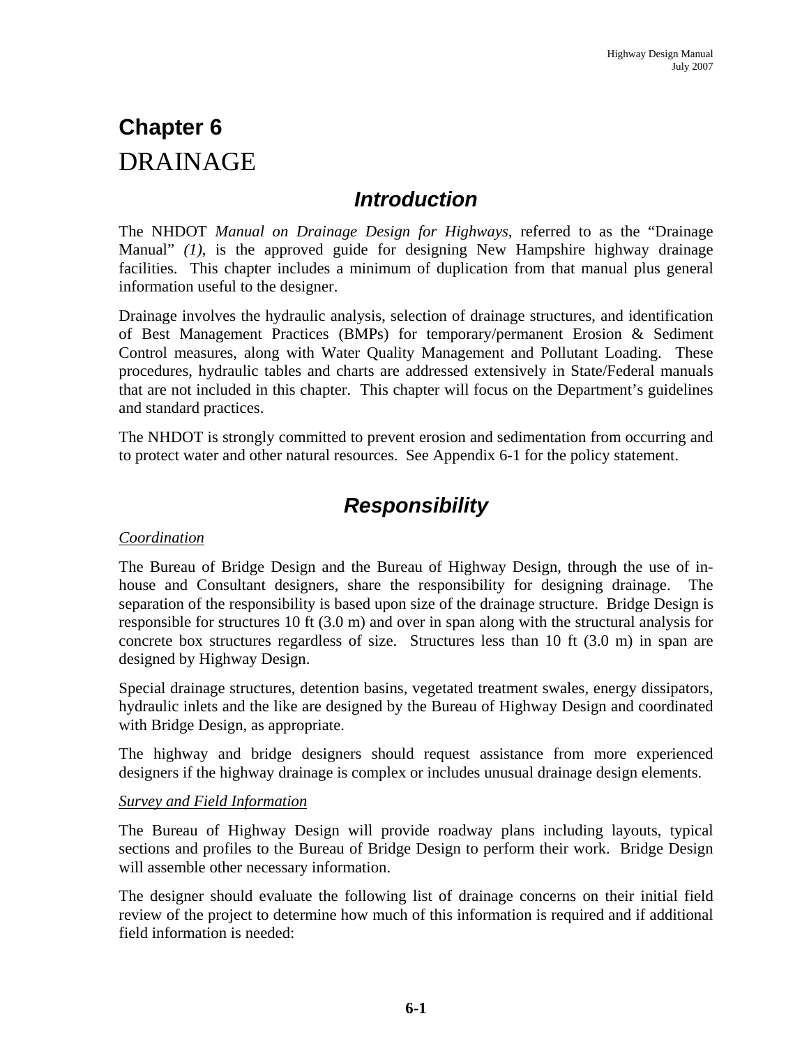# Chapter 6
# DRAINAGE

## *Introduction*

The NHDOT *Manual on Drainage Design for Highways,* referred to as the "Drainage Manual" *(1),* is the approved guide for designing New Hampshire highway drainage facilities. This chapter includes a minimum of duplication from that manual plus general information useful to the designer.

Drainage involves the hydraulic analysis, selection of drainage structures, and identification of Best Management Practices (BMPs) for temporary/permanent Erosion & Sediment Control measures, along with Water Quality Management and Pollutant Loading. These procedures, hydraulic tables and charts are addressed extensively in State/Federal manuals that are not included in this chapter. This chapter will focus on the Department's guidelines and standard practices.

The NHDOT is strongly committed to prevent erosion and sedimentation from occurring and to protect water and other natural resources. See Appendix 6-1 for the policy statement.

## *Responsibility*

*<u>Coordination</u>*

The Bureau of Bridge Design and the Bureau of Highway Design, through the use of in-house and Consultant designers, share the responsibility for designing drainage. The separation of the responsibility is based upon size of the drainage structure. Bridge Design is responsible for structures 10 ft (3.0 m) and over in span along with the structural analysis for concrete box structures regardless of size. Structures less than 10 ft (3.0 m) in span are designed by Highway Design.

Special drainage structures, detention basins, vegetated treatment swales, energy dissipators, hydraulic inlets and the like are designed by the Bureau of Highway Design and coordinated with Bridge Design, as appropriate.

The highway and bridge designers should request assistance from more experienced designers if the highway drainage is complex or includes unusual drainage design elements.

*<u>Survey and Field Information</u>*

The Bureau of Highway Design will provide roadway plans including layouts, typical sections and profiles to the Bureau of Bridge Design to perform their work. Bridge Design will assemble other necessary information.

The designer should evaluate the following list of drainage concerns on their initial field review of the project to determine how much of this information is required and if additional field information is needed: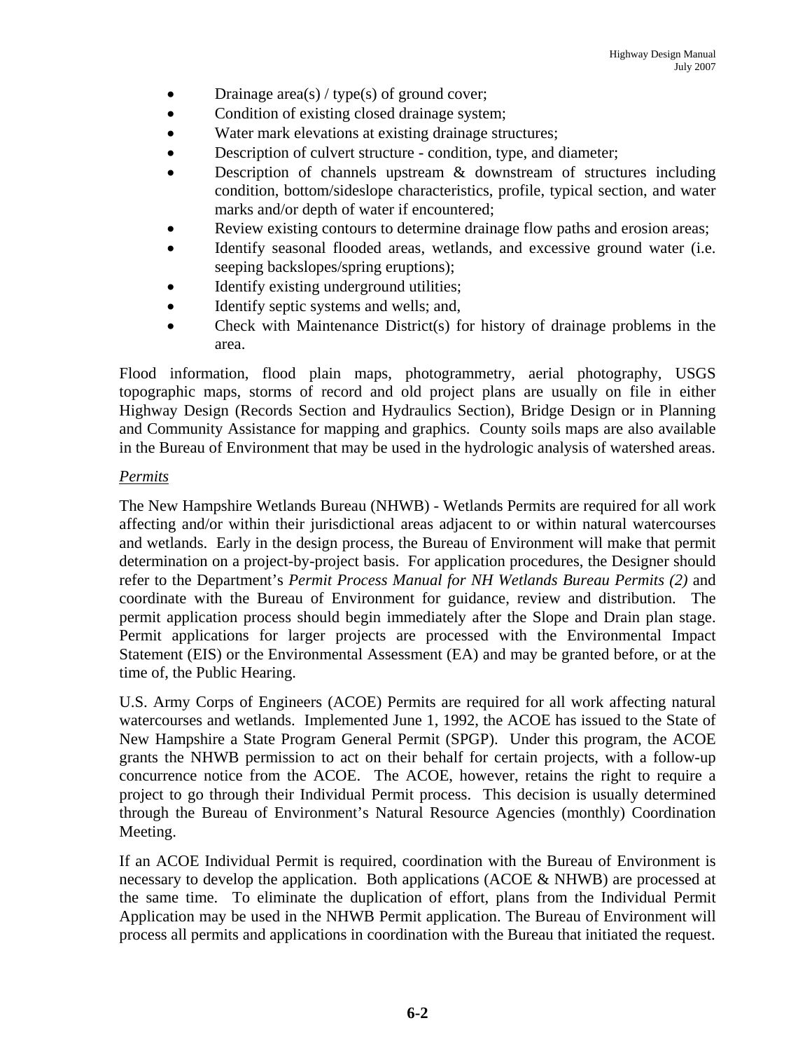- Drainage area(s) / type(s) of ground cover;
- Condition of existing closed drainage system;
- Water mark elevations at existing drainage structures;
- Description of culvert structure - condition, type, and diameter;
- Description of channels upstream & downstream of structures including condition, bottom/sideslope characteristics, profile, typical section, and water marks and/or depth of water if encountered;
- Review existing contours to determine drainage flow paths and erosion areas;
- Identify seasonal flooded areas, wetlands, and excessive ground water (i.e. seeping backslopes/spring eruptions);
- Identify existing underground utilities;
- Identify septic systems and wells; and,
- Check with Maintenance District(s) for history of drainage problems in the area.

Flood information, flood plain maps, photogrammetry, aerial photography, USGS topographic maps, storms of record and old project plans are usually on file in either Highway Design (Records Section and Hydraulics Section), Bridge Design or in Planning and Community Assistance for mapping and graphics. County soils maps are also available in the Bureau of Environment that may be used in the hydrologic analysis of watershed areas.

*Permits*

The New Hampshire Wetlands Bureau (NHWB) - Wetlands Permits are required for all work affecting and/or within their jurisdictional areas adjacent to or within natural watercourses and wetlands. Early in the design process, the Bureau of Environment will make that permit determination on a project-by-project basis. For application procedures, the Designer should refer to the Department's *Permit Process Manual for NH Wetlands Bureau Permits (2)* and coordinate with the Bureau of Environment for guidance, review and distribution. The permit application process should begin immediately after the Slope and Drain plan stage. Permit applications for larger projects are processed with the Environmental Impact Statement (EIS) or the Environmental Assessment (EA) and may be granted before, or at the time of, the Public Hearing.

U.S. Army Corps of Engineers (ACOE) Permits are required for all work affecting natural watercourses and wetlands. Implemented June 1, 1992, the ACOE has issued to the State of New Hampshire a State Program General Permit (SPGP). Under this program, the ACOE grants the NHWB permission to act on their behalf for certain projects, with a follow-up concurrence notice from the ACOE. The ACOE, however, retains the right to require a project to go through their Individual Permit process. This decision is usually determined through the Bureau of Environment's Natural Resource Agencies (monthly) Coordination Meeting.

If an ACOE Individual Permit is required, coordination with the Bureau of Environment is necessary to develop the application. Both applications (ACOE & NHWB) are processed at the same time. To eliminate the duplication of effort, plans from the Individual Permit Application may be used in the NHWB Permit application. The Bureau of Environment will process all permits and applications in coordination with the Bureau that initiated the request.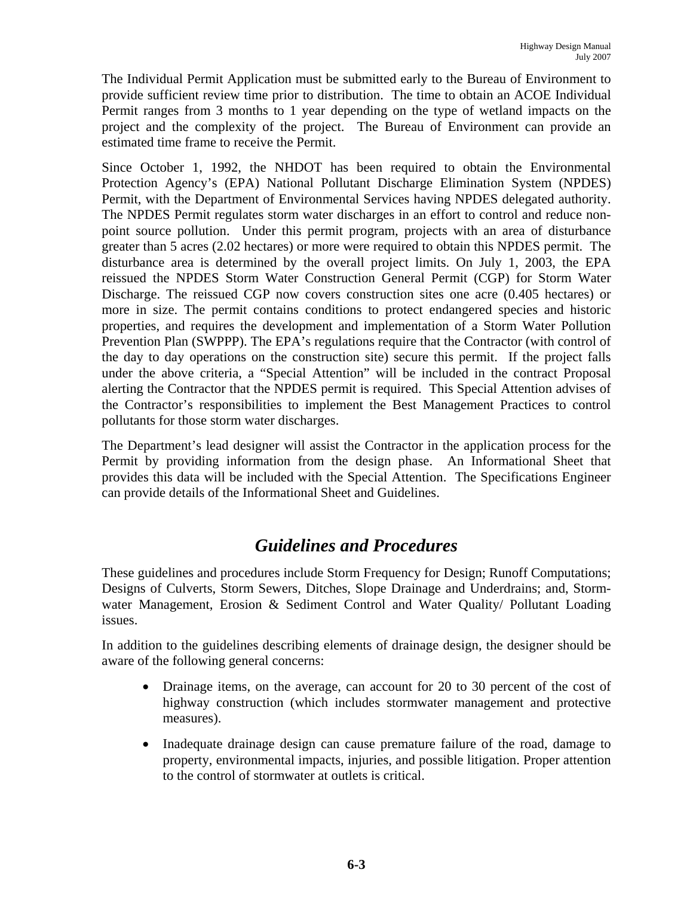The Individual Permit Application must be submitted early to the Bureau of Environment to provide sufficient review time prior to distribution. The time to obtain an ACOE Individual Permit ranges from 3 months to 1 year depending on the type of wetland impacts on the project and the complexity of the project. The Bureau of Environment can provide an estimated time frame to receive the Permit.

Since October 1, 1992, the NHDOT has been required to obtain the Environmental Protection Agency's (EPA) National Pollutant Discharge Elimination System (NPDES) Permit, with the Department of Environmental Services having NPDES delegated authority. The NPDES Permit regulates storm water discharges in an effort to control and reduce non-point source pollution. Under this permit program, projects with an area of disturbance greater than 5 acres (2.02 hectares) or more were required to obtain this NPDES permit. The disturbance area is determined by the overall project limits. On July 1, 2003, the EPA reissued the NPDES Storm Water Construction General Permit (CGP) for Storm Water Discharge. The reissued CGP now covers construction sites one acre (0.405 hectares) or more in size. The permit contains conditions to protect endangered species and historic properties, and requires the development and implementation of a Storm Water Pollution Prevention Plan (SWPPP). The EPA's regulations require that the Contractor (with control of the day to day operations on the construction site) secure this permit. If the project falls under the above criteria, a "Special Attention" will be included in the contract Proposal alerting the Contractor that the NPDES permit is required. This Special Attention advises of the Contractor's responsibilities to implement the Best Management Practices to control pollutants for those storm water discharges.

The Department's lead designer will assist the Contractor in the application process for the Permit by providing information from the design phase. An Informational Sheet that provides this data will be included with the Special Attention. The Specifications Engineer can provide details of the Informational Sheet and Guidelines.

## *Guidelines and Procedures*

These guidelines and procedures include Storm Frequency for Design; Runoff Computations; Designs of Culverts, Storm Sewers, Ditches, Slope Drainage and Underdrains; and, Storm-water Management, Erosion & Sediment Control and Water Quality/ Pollutant Loading issues.

In addition to the guidelines describing elements of drainage design, the designer should be aware of the following general concerns:

- Drainage items, on the average, can account for 20 to 30 percent of the cost of highway construction (which includes stormwater management and protective measures).
- Inadequate drainage design can cause premature failure of the road, damage to property, environmental impacts, injuries, and possible litigation. Proper attention to the control of stormwater at outlets is critical.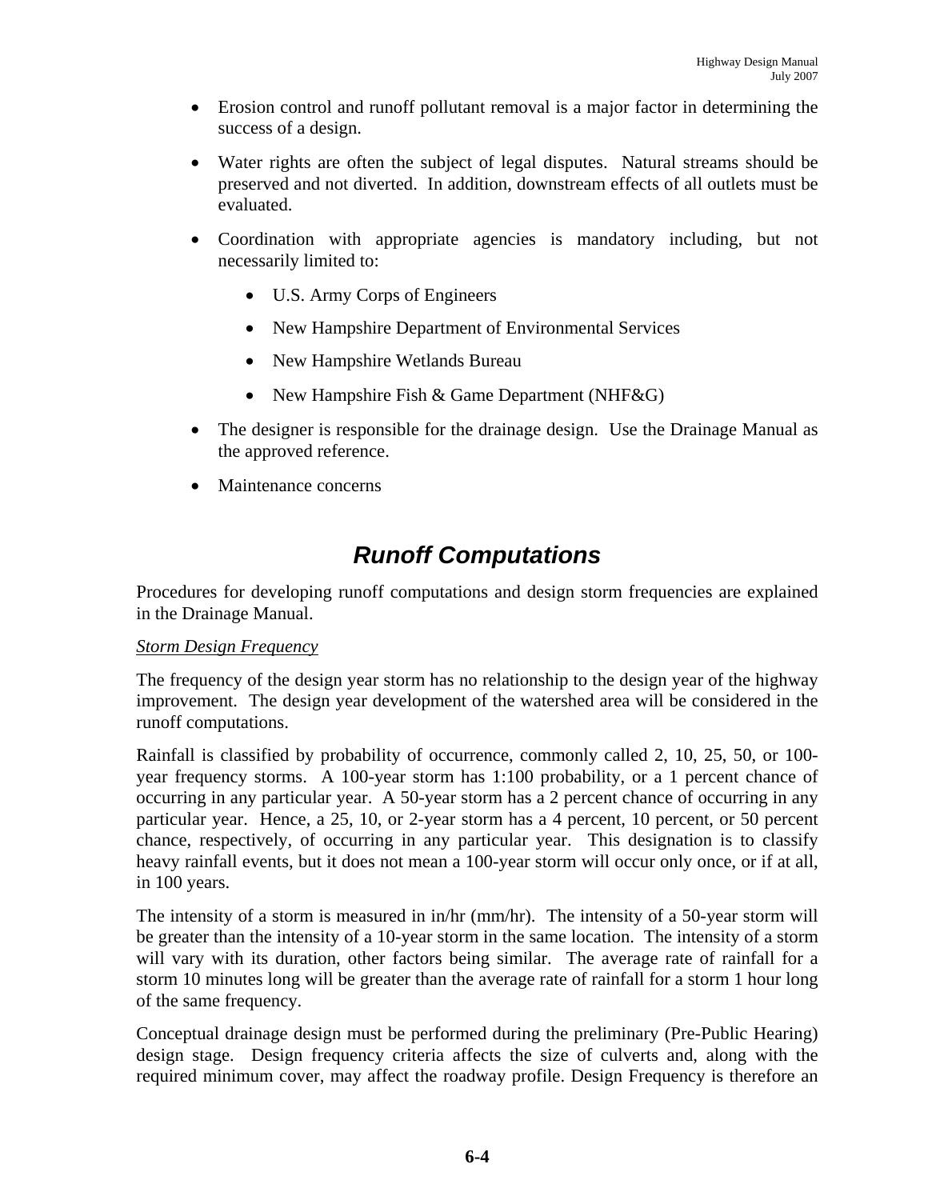- Erosion control and runoff pollutant removal is a major factor in determining the success of a design.
- Water rights are often the subject of legal disputes. Natural streams should be preserved and not diverted. In addition, downstream effects of all outlets must be evaluated.
- Coordination with appropriate agencies is mandatory including, but not necessarily limited to:
  - U.S. Army Corps of Engineers
  - New Hampshire Department of Environmental Services
  - New Hampshire Wetlands Bureau
  - New Hampshire Fish & Game Department (NHF&G)
- The designer is responsible for the drainage design. Use the Drainage Manual as the approved reference.
- Maintenance concerns

## *Runoff Computations*

Procedures for developing runoff computations and design storm frequencies are explained in the Drainage Manual.

*Storm Design Frequency*

The frequency of the design year storm has no relationship to the design year of the highway improvement. The design year development of the watershed area will be considered in the runoff computations.

Rainfall is classified by probability of occurrence, commonly called 2, 10, 25, 50, or 100-year frequency storms. A 100-year storm has 1:100 probability, or a 1 percent chance of occurring in any particular year. A 50-year storm has a 2 percent chance of occurring in any particular year. Hence, a 25, 10, or 2-year storm has a 4 percent, 10 percent, or 50 percent chance, respectively, of occurring in any particular year. This designation is to classify heavy rainfall events, but it does not mean a 100-year storm will occur only once, or if at all, in 100 years.

The intensity of a storm is measured in in/hr (mm/hr). The intensity of a 50-year storm will be greater than the intensity of a 10-year storm in the same location. The intensity of a storm will vary with its duration, other factors being similar. The average rate of rainfall for a storm 10 minutes long will be greater than the average rate of rainfall for a storm 1 hour long of the same frequency.

Conceptual drainage design must be performed during the preliminary (Pre-Public Hearing) design stage. Design frequency criteria affects the size of culverts and, along with the required minimum cover, may affect the roadway profile. Design Frequency is therefore an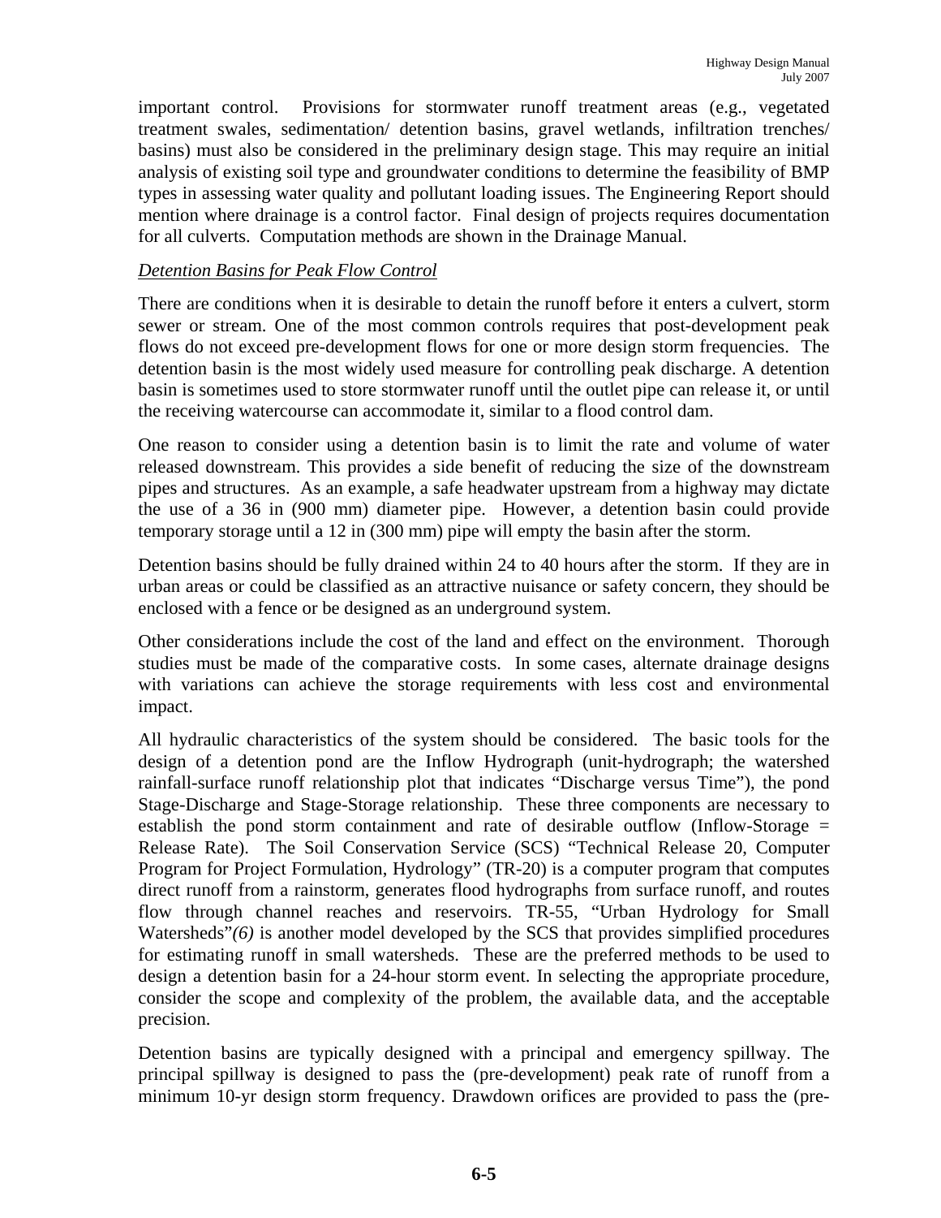important control. Provisions for stormwater runoff treatment areas (e.g., vegetated treatment swales, sedimentation/ detention basins, gravel wetlands, infiltration trenches/ basins) must also be considered in the preliminary design stage. This may require an initial analysis of existing soil type and groundwater conditions to determine the feasibility of BMP types in assessing water quality and pollutant loading issues. The Engineering Report should mention where drainage is a control factor. Final design of projects requires documentation for all culverts. Computation methods are shown in the Drainage Manual.

*Detention Basins for Peak Flow Control*

There are conditions when it is desirable to detain the runoff before it enters a culvert, storm sewer or stream. One of the most common controls requires that post-development peak flows do not exceed pre-development flows for one or more design storm frequencies. The detention basin is the most widely used measure for controlling peak discharge. A detention basin is sometimes used to store stormwater runoff until the outlet pipe can release it, or until the receiving watercourse can accommodate it, similar to a flood control dam.

One reason to consider using a detention basin is to limit the rate and volume of water released downstream. This provides a side benefit of reducing the size of the downstream pipes and structures. As an example, a safe headwater upstream from a highway may dictate the use of a 36 in (900 mm) diameter pipe. However, a detention basin could provide temporary storage until a 12 in (300 mm) pipe will empty the basin after the storm.

Detention basins should be fully drained within 24 to 40 hours after the storm. If they are in urban areas or could be classified as an attractive nuisance or safety concern, they should be enclosed with a fence or be designed as an underground system.

Other considerations include the cost of the land and effect on the environment. Thorough studies must be made of the comparative costs. In some cases, alternate drainage designs with variations can achieve the storage requirements with less cost and environmental impact.

All hydraulic characteristics of the system should be considered. The basic tools for the design of a detention pond are the Inflow Hydrograph (unit-hydrograph; the watershed rainfall-surface runoff relationship plot that indicates "Discharge versus Time"), the pond Stage-Discharge and Stage-Storage relationship. These three components are necessary to establish the pond storm containment and rate of desirable outflow (Inflow-Storage = Release Rate). The Soil Conservation Service (SCS) "Technical Release 20, Computer Program for Project Formulation, Hydrology" (TR-20) is a computer program that computes direct runoff from a rainstorm, generates flood hydrographs from surface runoff, and routes flow through channel reaches and reservoirs. TR-55, "Urban Hydrology for Small Watersheds"*(6)* is another model developed by the SCS that provides simplified procedures for estimating runoff in small watersheds. These are the preferred methods to be used to design a detention basin for a 24-hour storm event. In selecting the appropriate procedure, consider the scope and complexity of the problem, the available data, and the acceptable precision.

Detention basins are typically designed with a principal and emergency spillway. The principal spillway is designed to pass the (pre-development) peak rate of runoff from a minimum 10-yr design storm frequency. Drawdown orifices are provided to pass the (pre-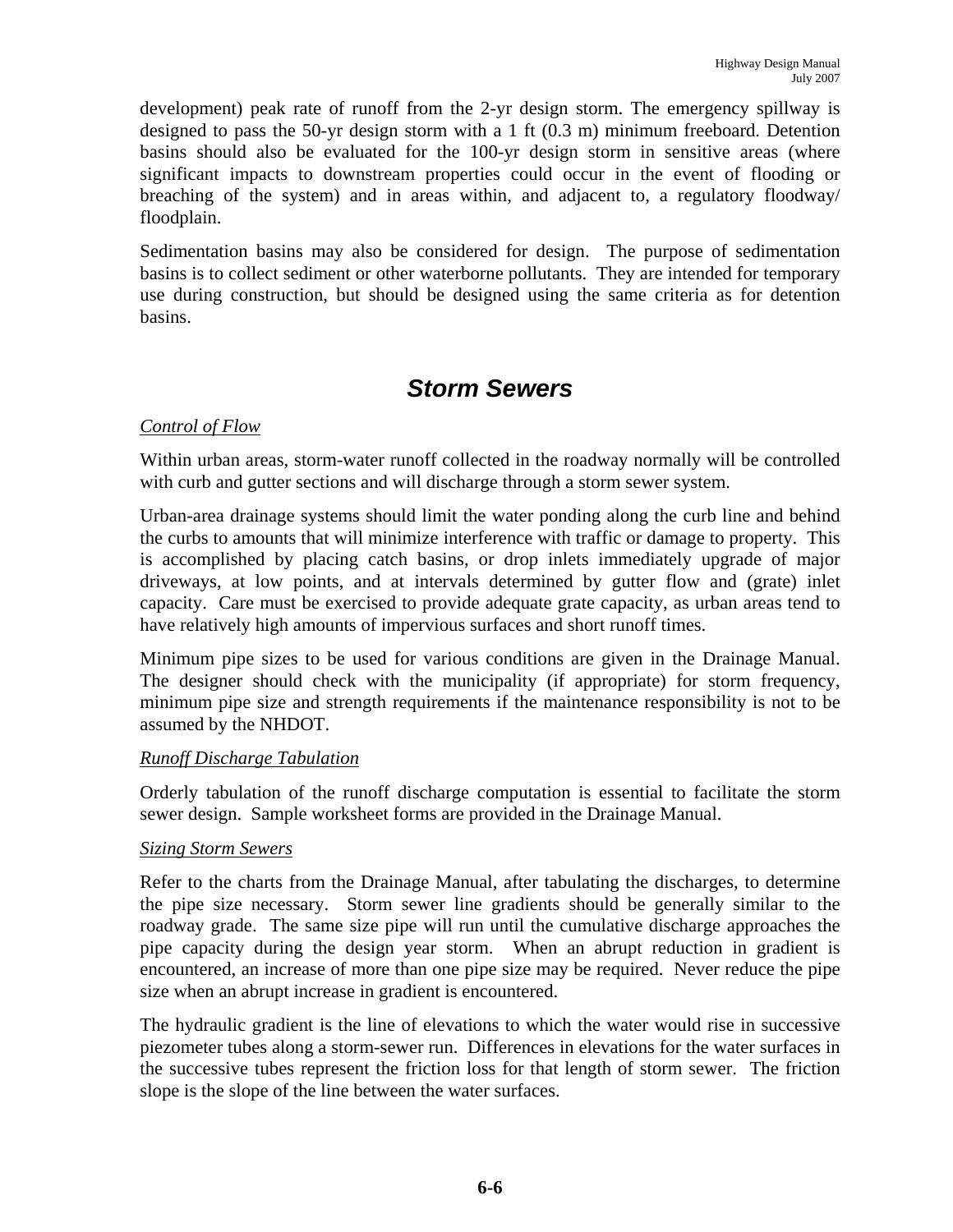development) peak rate of runoff from the 2-yr design storm. The emergency spillway is designed to pass the 50-yr design storm with a 1 ft (0.3 m) minimum freeboard. Detention basins should also be evaluated for the 100-yr design storm in sensitive areas (where significant impacts to downstream properties could occur in the event of flooding or breaching of the system) and in areas within, and adjacent to, a regulatory floodway/ floodplain.

Sedimentation basins may also be considered for design. The purpose of sedimentation basins is to collect sediment or other waterborne pollutants. They are intended for temporary use during construction, but should be designed using the same criteria as for detention basins.

## *Storm Sewers*

*Control of Flow*

Within urban areas, storm-water runoff collected in the roadway normally will be controlled with curb and gutter sections and will discharge through a storm sewer system.

Urban-area drainage systems should limit the water ponding along the curb line and behind the curbs to amounts that will minimize interference with traffic or damage to property. This is accomplished by placing catch basins, or drop inlets immediately upgrade of major driveways, at low points, and at intervals determined by gutter flow and (grate) inlet capacity. Care must be exercised to provide adequate grate capacity, as urban areas tend to have relatively high amounts of impervious surfaces and short runoff times.

Minimum pipe sizes to be used for various conditions are given in the Drainage Manual. The designer should check with the municipality (if appropriate) for storm frequency, minimum pipe size and strength requirements if the maintenance responsibility is not to be assumed by the NHDOT.

*Runoff Discharge Tabulation*

Orderly tabulation of the runoff discharge computation is essential to facilitate the storm sewer design. Sample worksheet forms are provided in the Drainage Manual.

*Sizing Storm Sewers*

Refer to the charts from the Drainage Manual, after tabulating the discharges, to determine the pipe size necessary. Storm sewer line gradients should be generally similar to the roadway grade. The same size pipe will run until the cumulative discharge approaches the pipe capacity during the design year storm. When an abrupt reduction in gradient is encountered, an increase of more than one pipe size may be required. Never reduce the pipe size when an abrupt increase in gradient is encountered.

The hydraulic gradient is the line of elevations to which the water would rise in successive piezometer tubes along a storm-sewer run. Differences in elevations for the water surfaces in the successive tubes represent the friction loss for that length of storm sewer. The friction slope is the slope of the line between the water surfaces.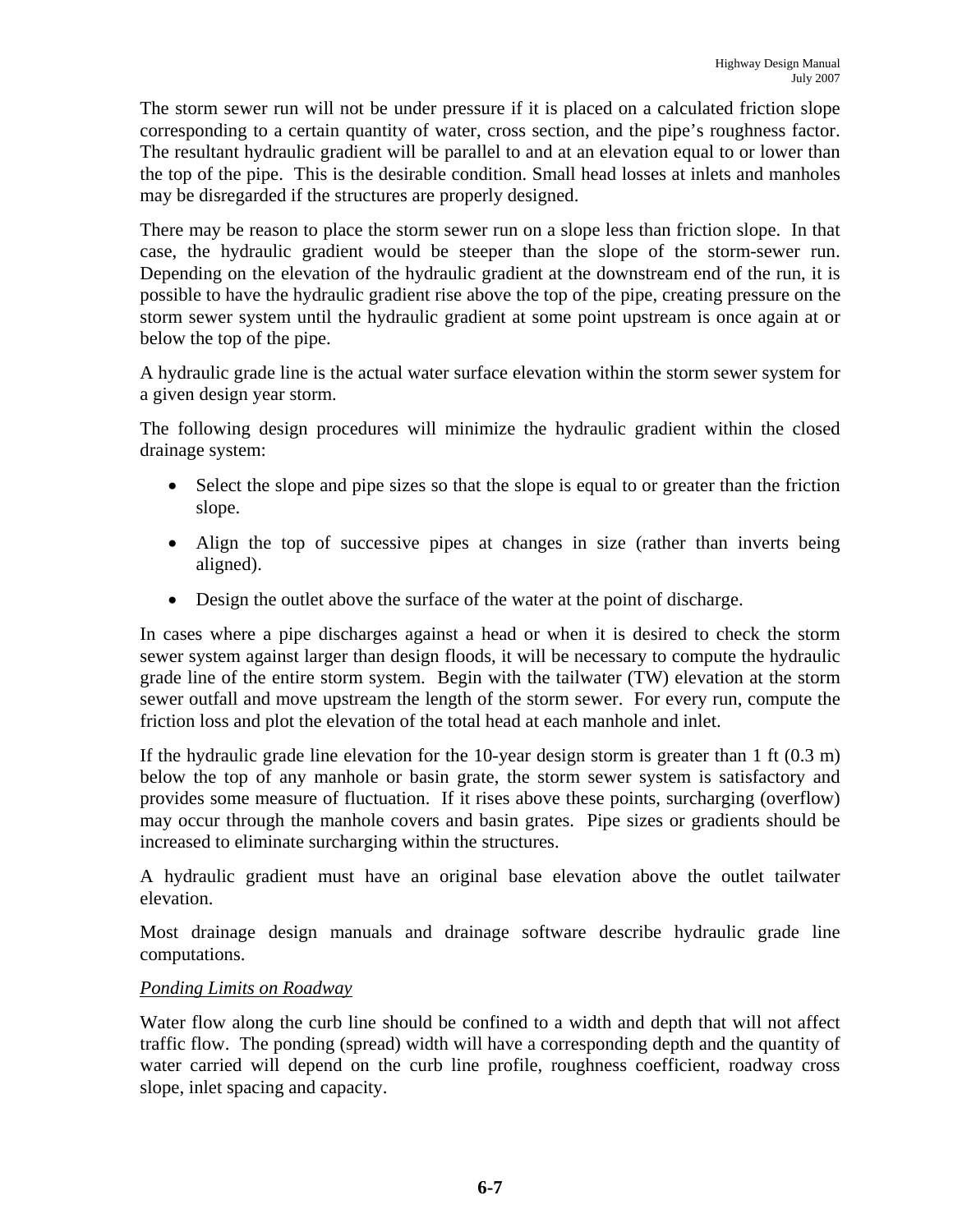The storm sewer run will not be under pressure if it is placed on a calculated friction slope corresponding to a certain quantity of water, cross section, and the pipe's roughness factor. The resultant hydraulic gradient will be parallel to and at an elevation equal to or lower than the top of the pipe. This is the desirable condition. Small head losses at inlets and manholes may be disregarded if the structures are properly designed.

There may be reason to place the storm sewer run on a slope less than friction slope. In that case, the hydraulic gradient would be steeper than the slope of the storm-sewer run. Depending on the elevation of the hydraulic gradient at the downstream end of the run, it is possible to have the hydraulic gradient rise above the top of the pipe, creating pressure on the storm sewer system until the hydraulic gradient at some point upstream is once again at or below the top of the pipe.

A hydraulic grade line is the actual water surface elevation within the storm sewer system for a given design year storm.

The following design procedures will minimize the hydraulic gradient within the closed drainage system:

- Select the slope and pipe sizes so that the slope is equal to or greater than the friction slope.
- Align the top of successive pipes at changes in size (rather than inverts being aligned).
- Design the outlet above the surface of the water at the point of discharge.

In cases where a pipe discharges against a head or when it is desired to check the storm sewer system against larger than design floods, it will be necessary to compute the hydraulic grade line of the entire storm system. Begin with the tailwater (TW) elevation at the storm sewer outfall and move upstream the length of the storm sewer. For every run, compute the friction loss and plot the elevation of the total head at each manhole and inlet.

If the hydraulic grade line elevation for the 10-year design storm is greater than 1 ft (0.3 m) below the top of any manhole or basin grate, the storm sewer system is satisfactory and provides some measure of fluctuation. If it rises above these points, surcharging (overflow) may occur through the manhole covers and basin grates. Pipe sizes or gradients should be increased to eliminate surcharging within the structures.

A hydraulic gradient must have an original base elevation above the outlet tailwater elevation.

Most drainage design manuals and drainage software describe hydraulic grade line computations.

*Ponding Limits on Roadway*

Water flow along the curb line should be confined to a width and depth that will not affect traffic flow. The ponding (spread) width will have a corresponding depth and the quantity of water carried will depend on the curb line profile, roughness coefficient, roadway cross slope, inlet spacing and capacity.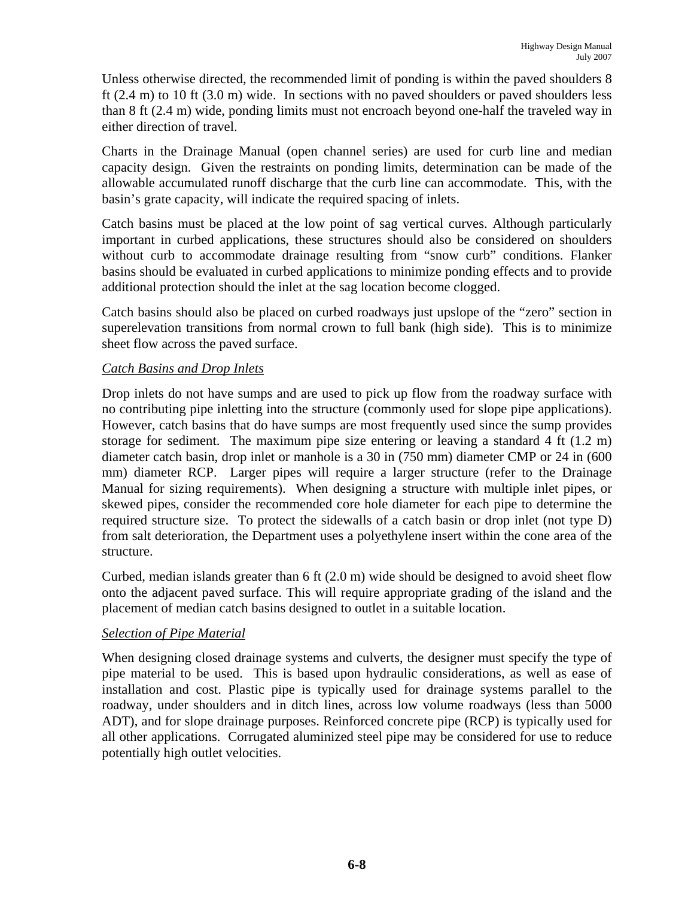Unless otherwise directed, the recommended limit of ponding is within the paved shoulders 8 ft (2.4 m) to 10 ft (3.0 m) wide. In sections with no paved shoulders or paved shoulders less than 8 ft (2.4 m) wide, ponding limits must not encroach beyond one-half the traveled way in either direction of travel.

Charts in the Drainage Manual (open channel series) are used for curb line and median capacity design. Given the restraints on ponding limits, determination can be made of the allowable accumulated runoff discharge that the curb line can accommodate. This, with the basin's grate capacity, will indicate the required spacing of inlets.

Catch basins must be placed at the low point of sag vertical curves. Although particularly important in curbed applications, these structures should also be considered on shoulders without curb to accommodate drainage resulting from "snow curb" conditions. Flanker basins should be evaluated in curbed applications to minimize ponding effects and to provide additional protection should the inlet at the sag location become clogged.

Catch basins should also be placed on curbed roadways just upslope of the "zero" section in superelevation transitions from normal crown to full bank (high side). This is to minimize sheet flow across the paved surface.

*Catch Basins and Drop Inlets*

Drop inlets do not have sumps and are used to pick up flow from the roadway surface with no contributing pipe inletting into the structure (commonly used for slope pipe applications). However, catch basins that do have sumps are most frequently used since the sump provides storage for sediment. The maximum pipe size entering or leaving a standard 4 ft (1.2 m) diameter catch basin, drop inlet or manhole is a 30 in (750 mm) diameter CMP or 24 in (600 mm) diameter RCP. Larger pipes will require a larger structure (refer to the Drainage Manual for sizing requirements). When designing a structure with multiple inlet pipes, or skewed pipes, consider the recommended core hole diameter for each pipe to determine the required structure size. To protect the sidewalls of a catch basin or drop inlet (not type D) from salt deterioration, the Department uses a polyethylene insert within the cone area of the structure.

Curbed, median islands greater than 6 ft (2.0 m) wide should be designed to avoid sheet flow onto the adjacent paved surface. This will require appropriate grading of the island and the placement of median catch basins designed to outlet in a suitable location.

*Selection of Pipe Material*

When designing closed drainage systems and culverts, the designer must specify the type of pipe material to be used. This is based upon hydraulic considerations, as well as ease of installation and cost. Plastic pipe is typically used for drainage systems parallel to the roadway, under shoulders and in ditch lines, across low volume roadways (less than 5000 ADT), and for slope drainage purposes. Reinforced concrete pipe (RCP) is typically used for all other applications. Corrugated aluminized steel pipe may be considered for use to reduce potentially high outlet velocities.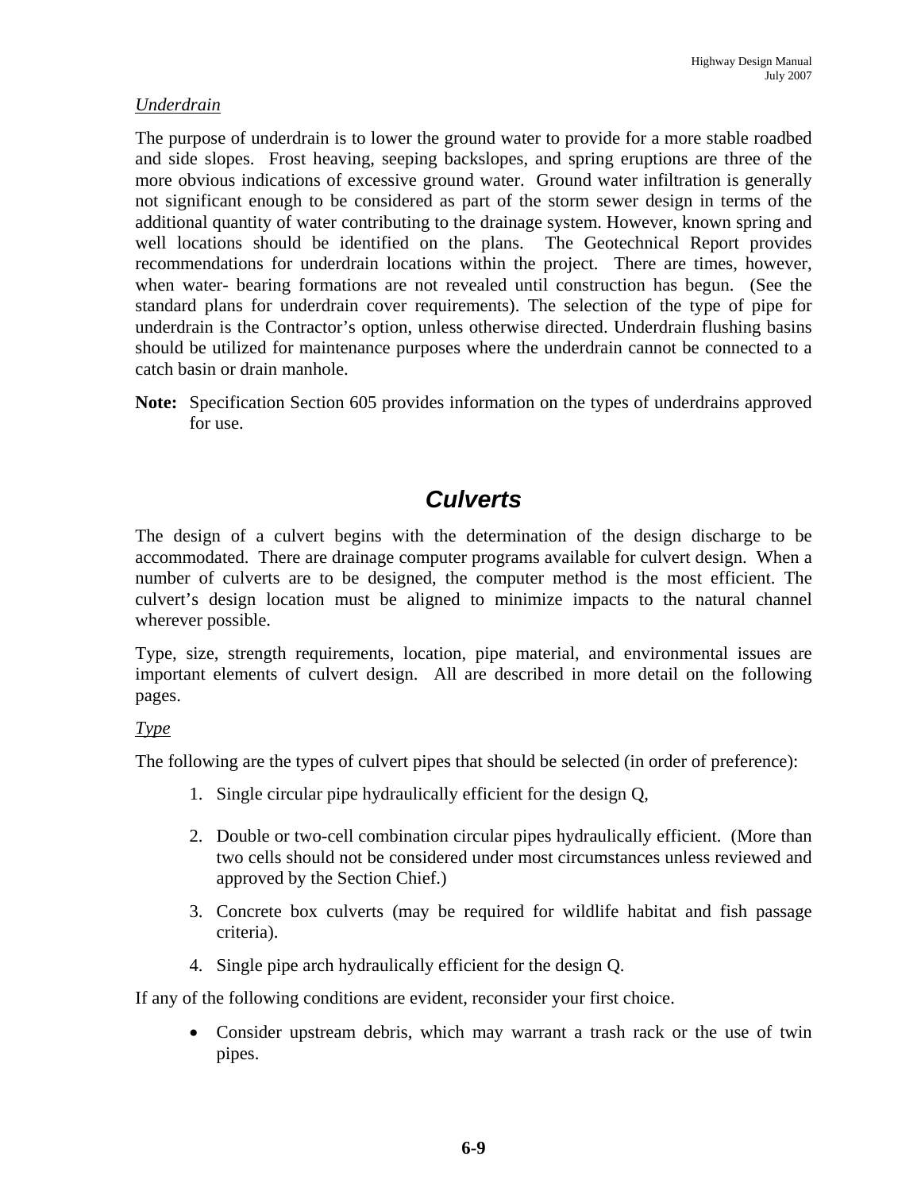*Underdrain*

The purpose of underdrain is to lower the ground water to provide for a more stable roadbed and side slopes. Frost heaving, seeping backslopes, and spring eruptions are three of the more obvious indications of excessive ground water. Ground water infiltration is generally not significant enough to be considered as part of the storm sewer design in terms of the additional quantity of water contributing to the drainage system. However, known spring and well locations should be identified on the plans. The Geotechnical Report provides recommendations for underdrain locations within the project. There are times, however, when water- bearing formations are not revealed until construction has begun. (See the standard plans for underdrain cover requirements). The selection of the type of pipe for underdrain is the Contractor's option, unless otherwise directed. Underdrain flushing basins should be utilized for maintenance purposes where the underdrain cannot be connected to a catch basin or drain manhole.

**Note:** Specification Section 605 provides information on the types of underdrains approved for use.

## Culverts

The design of a culvert begins with the determination of the design discharge to be accommodated. There are drainage computer programs available for culvert design. When a number of culverts are to be designed, the computer method is the most efficient. The culvert's design location must be aligned to minimize impacts to the natural channel wherever possible.

Type, size, strength requirements, location, pipe material, and environmental issues are important elements of culvert design. All are described in more detail on the following pages.

*Type*

The following are the types of culvert pipes that should be selected (in order of preference):

1. Single circular pipe hydraulically efficient for the design Q,
2. Double or two-cell combination circular pipes hydraulically efficient. (More than two cells should not be considered under most circumstances unless reviewed and approved by the Section Chief.)
3. Concrete box culverts (may be required for wildlife habitat and fish passage criteria).
4. Single pipe arch hydraulically efficient for the design Q.

If any of the following conditions are evident, reconsider your first choice.

- Consider upstream debris, which may warrant a trash rack or the use of twin pipes.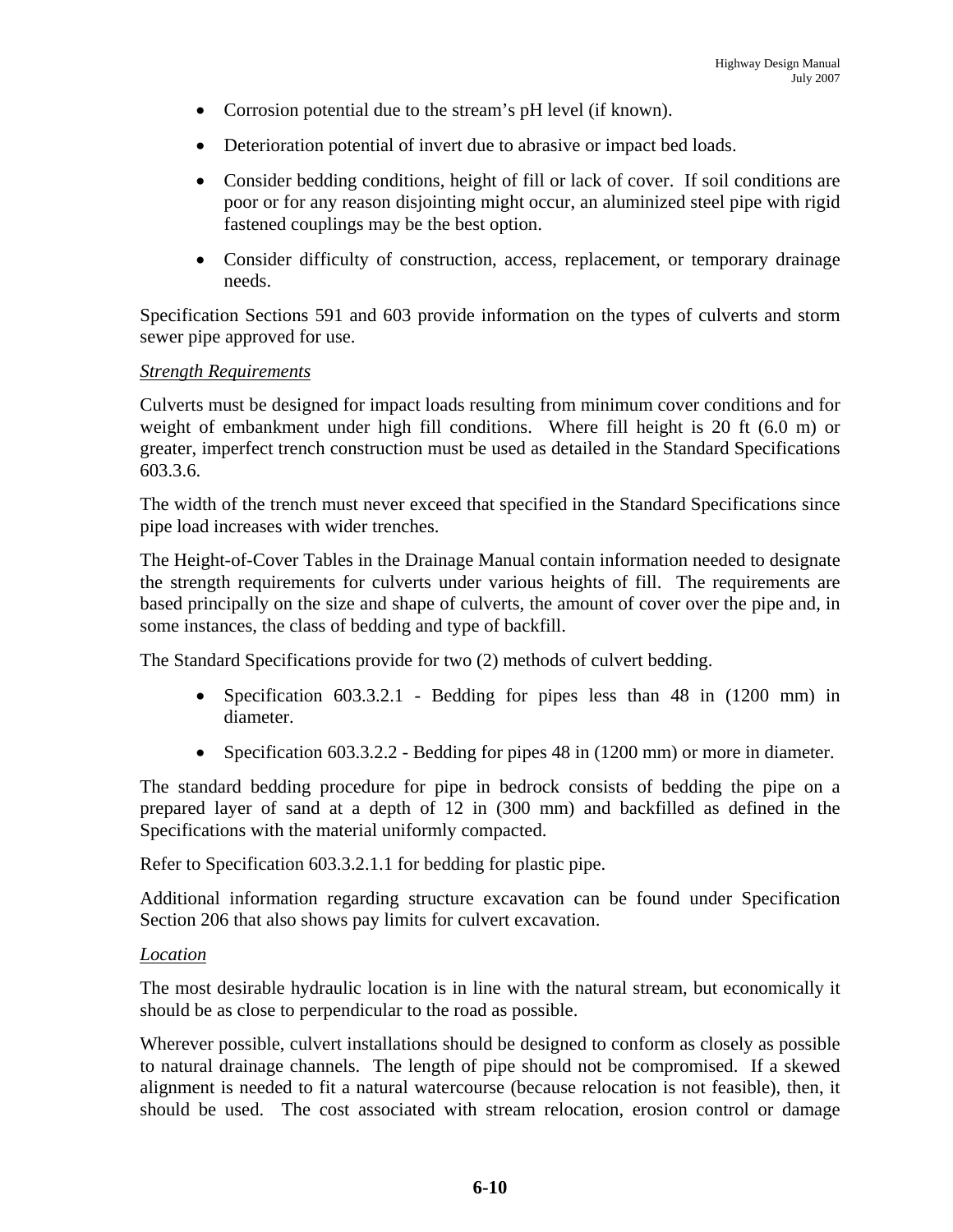- Corrosion potential due to the stream's pH level (if known).
- Deterioration potential of invert due to abrasive or impact bed loads.
- Consider bedding conditions, height of fill or lack of cover. If soil conditions are poor or for any reason disjointing might occur, an aluminized steel pipe with rigid fastened couplings may be the best option.
- Consider difficulty of construction, access, replacement, or temporary drainage needs.

Specification Sections 591 and 603 provide information on the types of culverts and storm sewer pipe approved for use.

*Strength Requirements*

Culverts must be designed for impact loads resulting from minimum cover conditions and for weight of embankment under high fill conditions. Where fill height is 20 ft (6.0 m) or greater, imperfect trench construction must be used as detailed in the Standard Specifications 603.3.6.

The width of the trench must never exceed that specified in the Standard Specifications since pipe load increases with wider trenches.

The Height-of-Cover Tables in the Drainage Manual contain information needed to designate the strength requirements for culverts under various heights of fill. The requirements are based principally on the size and shape of culverts, the amount of cover over the pipe and, in some instances, the class of bedding and type of backfill.

The Standard Specifications provide for two (2) methods of culvert bedding.

- Specification 603.3.2.1 - Bedding for pipes less than 48 in (1200 mm) in diameter.
- Specification 603.3.2.2 - Bedding for pipes 48 in (1200 mm) or more in diameter.

The standard bedding procedure for pipe in bedrock consists of bedding the pipe on a prepared layer of sand at a depth of 12 in (300 mm) and backfilled as defined in the Specifications with the material uniformly compacted.

Refer to Specification 603.3.2.1.1 for bedding for plastic pipe.

Additional information regarding structure excavation can be found under Specification Section 206 that also shows pay limits for culvert excavation.

*Location*

The most desirable hydraulic location is in line with the natural stream, but economically it should be as close to perpendicular to the road as possible.

Wherever possible, culvert installations should be designed to conform as closely as possible to natural drainage channels. The length of pipe should not be compromised. If a skewed alignment is needed to fit a natural watercourse (because relocation is not feasible), then, it should be used. The cost associated with stream relocation, erosion control or damage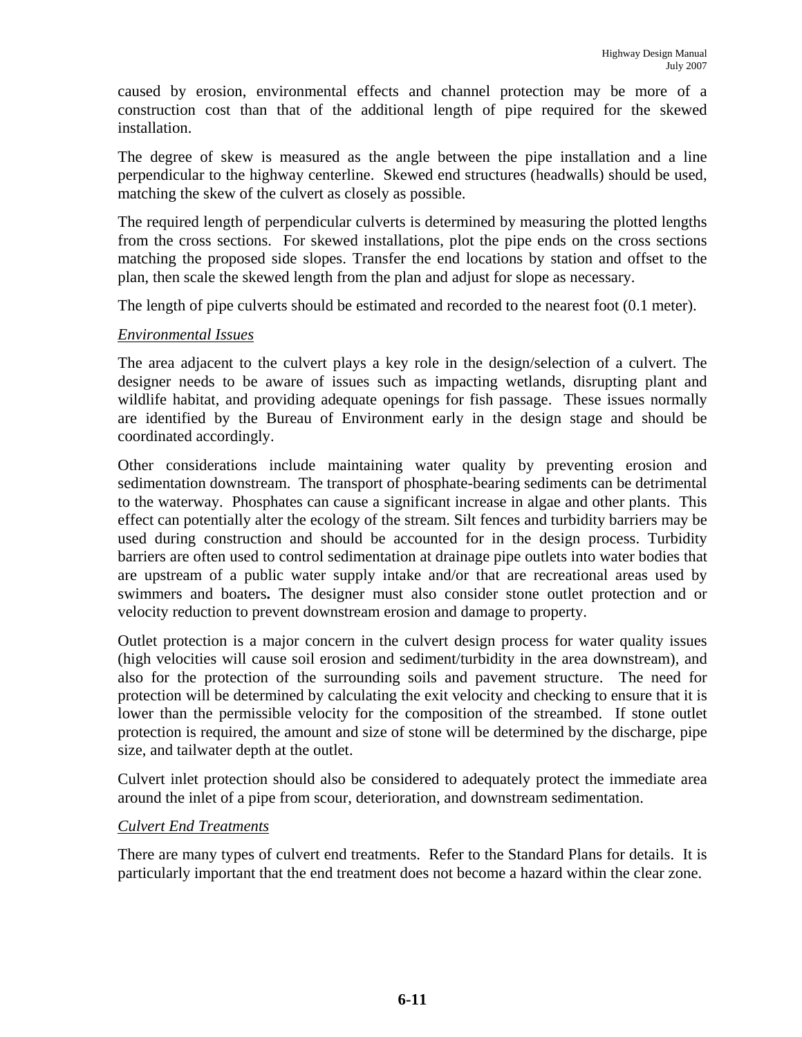caused by erosion, environmental effects and channel protection may be more of a construction cost than that of the additional length of pipe required for the skewed installation.

The degree of skew is measured as the angle between the pipe installation and a line perpendicular to the highway centerline. Skewed end structures (headwalls) should be used, matching the skew of the culvert as closely as possible.

The required length of perpendicular culverts is determined by measuring the plotted lengths from the cross sections. For skewed installations, plot the pipe ends on the cross sections matching the proposed side slopes. Transfer the end locations by station and offset to the plan, then scale the skewed length from the plan and adjust for slope as necessary.

The length of pipe culverts should be estimated and recorded to the nearest foot (0.1 meter).

*Environmental Issues*

The area adjacent to the culvert plays a key role in the design/selection of a culvert. The designer needs to be aware of issues such as impacting wetlands, disrupting plant and wildlife habitat, and providing adequate openings for fish passage. These issues normally are identified by the Bureau of Environment early in the design stage and should be coordinated accordingly.

Other considerations include maintaining water quality by preventing erosion and sedimentation downstream. The transport of phosphate-bearing sediments can be detrimental to the waterway. Phosphates can cause a significant increase in algae and other plants. This effect can potentially alter the ecology of the stream. Silt fences and turbidity barriers may be used during construction and should be accounted for in the design process. Turbidity barriers are often used to control sedimentation at drainage pipe outlets into water bodies that are upstream of a public water supply intake and/or that are recreational areas used by swimmers and boaters**.** The designer must also consider stone outlet protection and or velocity reduction to prevent downstream erosion and damage to property.

Outlet protection is a major concern in the culvert design process for water quality issues (high velocities will cause soil erosion and sediment/turbidity in the area downstream), and also for the protection of the surrounding soils and pavement structure. The need for protection will be determined by calculating the exit velocity and checking to ensure that it is lower than the permissible velocity for the composition of the streambed. If stone outlet protection is required, the amount and size of stone will be determined by the discharge, pipe size, and tailwater depth at the outlet.

Culvert inlet protection should also be considered to adequately protect the immediate area around the inlet of a pipe from scour, deterioration, and downstream sedimentation.

*Culvert End Treatments*

There are many types of culvert end treatments. Refer to the Standard Plans for details. It is particularly important that the end treatment does not become a hazard within the clear zone.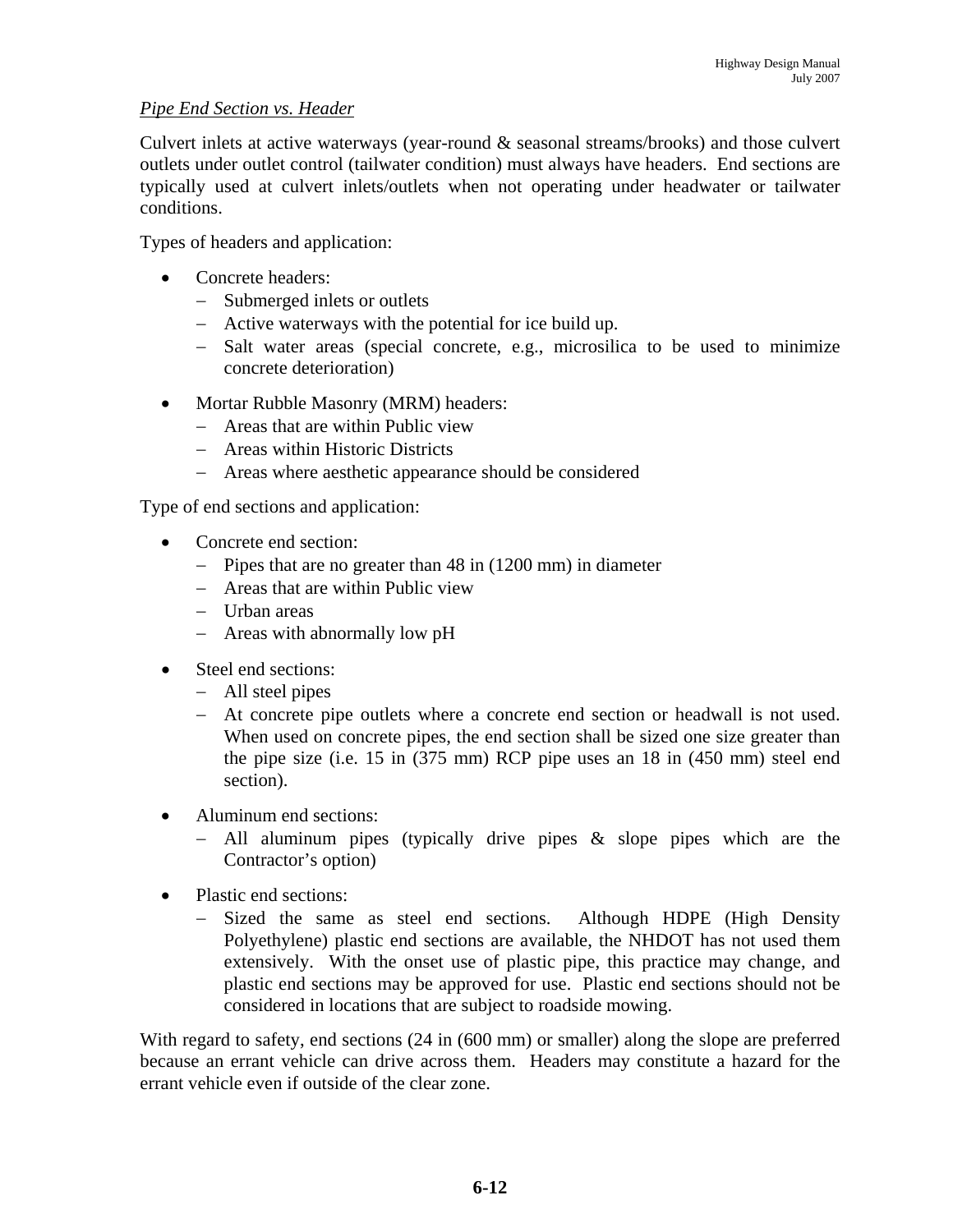*Pipe End Section vs. Header*

Culvert inlets at active waterways (year-round & seasonal streams/brooks) and those culvert outlets under outlet control (tailwater condition) must always have headers. End sections are typically used at culvert inlets/outlets when not operating under headwater or tailwater conditions.

Types of headers and application:

- Concrete headers:
  - Submerged inlets or outlets
  - Active waterways with the potential for ice build up.
  - Salt water areas (special concrete, e.g., microsilica to be used to minimize concrete deterioration)

- Mortar Rubble Masonry (MRM) headers:
  - Areas that are within Public view
  - Areas within Historic Districts
  - Areas where aesthetic appearance should be considered

Type of end sections and application:

- Concrete end section:
  - Pipes that are no greater than 48 in (1200 mm) in diameter
  - Areas that are within Public view
  - Urban areas
  - Areas with abnormally low pH

- Steel end sections:
  - All steel pipes
  - At concrete pipe outlets where a concrete end section or headwall is not used. When used on concrete pipes, the end section shall be sized one size greater than the pipe size (i.e. 15 in (375 mm) RCP pipe uses an 18 in (450 mm) steel end section).

- Aluminum end sections:
  - All aluminum pipes (typically drive pipes & slope pipes which are the Contractor's option)

- Plastic end sections:
  - Sized the same as steel end sections. Although HDPE (High Density Polyethylene) plastic end sections are available, the NHDOT has not used them extensively. With the onset use of plastic pipe, this practice may change, and plastic end sections may be approved for use. Plastic end sections should not be considered in locations that are subject to roadside mowing.

With regard to safety, end sections (24 in (600 mm) or smaller) along the slope are preferred because an errant vehicle can drive across them. Headers may constitute a hazard for the errant vehicle even if outside of the clear zone.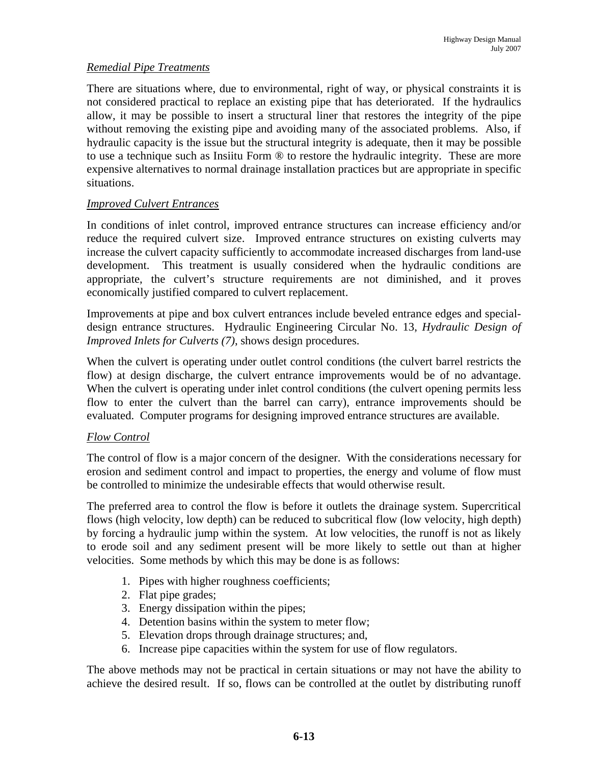### *Remedial Pipe Treatments*

There are situations where, due to environmental, right of way, or physical constraints it is not considered practical to replace an existing pipe that has deteriorated. If the hydraulics allow, it may be possible to insert a structural liner that restores the integrity of the pipe without removing the existing pipe and avoiding many of the associated problems. Also, if hydraulic capacity is the issue but the structural integrity is adequate, then it may be possible to use a technique such as Insiitu Form ® to restore the hydraulic integrity. These are more expensive alternatives to normal drainage installation practices but are appropriate in specific situations.

### *Improved Culvert Entrances*

In conditions of inlet control, improved entrance structures can increase efficiency and/or reduce the required culvert size. Improved entrance structures on existing culverts may increase the culvert capacity sufficiently to accommodate increased discharges from land-use development. This treatment is usually considered when the hydraulic conditions are appropriate, the culvert's structure requirements are not diminished, and it proves economically justified compared to culvert replacement.

Improvements at pipe and box culvert entrances include beveled entrance edges and special-design entrance structures. Hydraulic Engineering Circular No. 13, *Hydraulic Design of Improved Inlets for Culverts (7)*, shows design procedures.

When the culvert is operating under outlet control conditions (the culvert barrel restricts the flow) at design discharge, the culvert entrance improvements would be of no advantage. When the culvert is operating under inlet control conditions (the culvert opening permits less flow to enter the culvert than the barrel can carry), entrance improvements should be evaluated. Computer programs for designing improved entrance structures are available.

### *Flow Control*

The control of flow is a major concern of the designer. With the considerations necessary for erosion and sediment control and impact to properties, the energy and volume of flow must be controlled to minimize the undesirable effects that would otherwise result.

The preferred area to control the flow is before it outlets the drainage system. Supercritical flows (high velocity, low depth) can be reduced to subcritical flow (low velocity, high depth) by forcing a hydraulic jump within the system. At low velocities, the runoff is not as likely to erode soil and any sediment present will be more likely to settle out than at higher velocities. Some methods by which this may be done is as follows:

1. Pipes with higher roughness coefficients;
2. Flat pipe grades;
3. Energy dissipation within the pipes;
4. Detention basins within the system to meter flow;
5. Elevation drops through drainage structures; and,
6. Increase pipe capacities within the system for use of flow regulators.

The above methods may not be practical in certain situations or may not have the ability to achieve the desired result. If so, flows can be controlled at the outlet by distributing runoff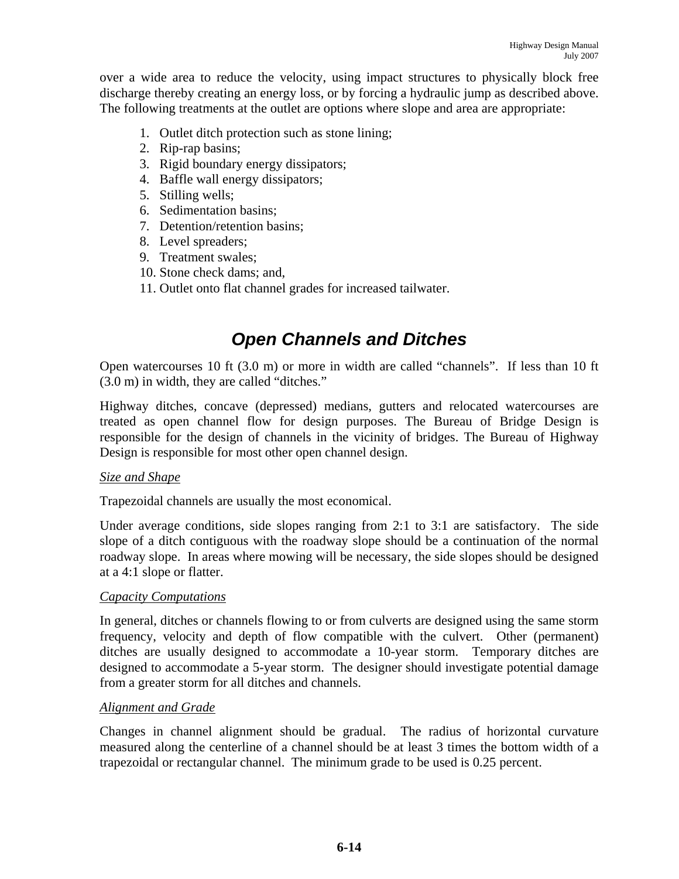over a wide area to reduce the velocity, using impact structures to physically block free discharge thereby creating an energy loss, or by forcing a hydraulic jump as described above. The following treatments at the outlet are options where slope and area are appropriate:

1. Outlet ditch protection such as stone lining;
2. Rip-rap basins;
3. Rigid boundary energy dissipators;
4. Baffle wall energy dissipators;
5. Stilling wells;
6. Sedimentation basins;
7. Detention/retention basins;
8. Level spreaders;
9. Treatment swales;
10. Stone check dams; and,
11. Outlet onto flat channel grades for increased tailwater.

# *Open Channels and Ditches*

Open watercourses 10 ft (3.0 m) or more in width are called "channels". If less than 10 ft (3.0 m) in width, they are called "ditches."

Highway ditches, concave (depressed) medians, gutters and relocated watercourses are treated as open channel flow for design purposes. The Bureau of Bridge Design is responsible for the design of channels in the vicinity of bridges. The Bureau of Highway Design is responsible for most other open channel design.

*Size and Shape*

Trapezoidal channels are usually the most economical.

Under average conditions, side slopes ranging from 2:1 to 3:1 are satisfactory. The side slope of a ditch contiguous with the roadway slope should be a continuation of the normal roadway slope. In areas where mowing will be necessary, the side slopes should be designed at a 4:1 slope or flatter.

*Capacity Computations*

In general, ditches or channels flowing to or from culverts are designed using the same storm frequency, velocity and depth of flow compatible with the culvert. Other (permanent) ditches are usually designed to accommodate a 10-year storm. Temporary ditches are designed to accommodate a 5-year storm. The designer should investigate potential damage from a greater storm for all ditches and channels.

*Alignment and Grade*

Changes in channel alignment should be gradual. The radius of horizontal curvature measured along the centerline of a channel should be at least 3 times the bottom width of a trapezoidal or rectangular channel. The minimum grade to be used is 0.25 percent.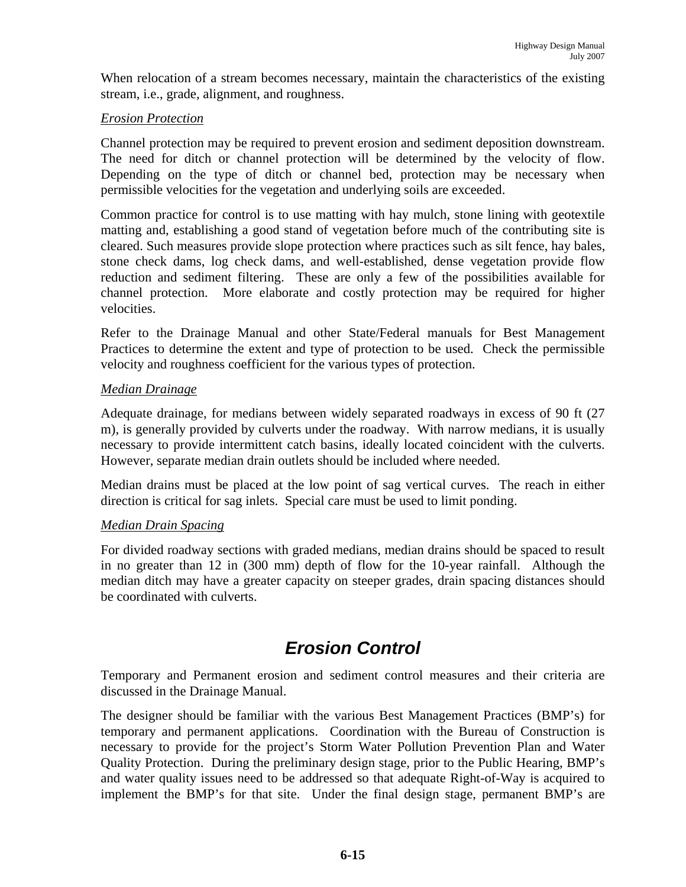When relocation of a stream becomes necessary, maintain the characteristics of the existing stream, i.e., grade, alignment, and roughness.

*Erosion Protection*

Channel protection may be required to prevent erosion and sediment deposition downstream. The need for ditch or channel protection will be determined by the velocity of flow. Depending on the type of ditch or channel bed, protection may be necessary when permissible velocities for the vegetation and underlying soils are exceeded.

Common practice for control is to use matting with hay mulch, stone lining with geotextile matting and, establishing a good stand of vegetation before much of the contributing site is cleared. Such measures provide slope protection where practices such as silt fence, hay bales, stone check dams, log check dams, and well-established, dense vegetation provide flow reduction and sediment filtering. These are only a few of the possibilities available for channel protection. More elaborate and costly protection may be required for higher velocities.

Refer to the Drainage Manual and other State/Federal manuals for Best Management Practices to determine the extent and type of protection to be used. Check the permissible velocity and roughness coefficient for the various types of protection.

*Median Drainage*

Adequate drainage, for medians between widely separated roadways in excess of 90 ft (27 m), is generally provided by culverts under the roadway. With narrow medians, it is usually necessary to provide intermittent catch basins, ideally located coincident with the culverts. However, separate median drain outlets should be included where needed.

Median drains must be placed at the low point of sag vertical curves. The reach in either direction is critical for sag inlets. Special care must be used to limit ponding.

*Median Drain Spacing*

For divided roadway sections with graded medians, median drains should be spaced to result in no greater than 12 in (300 mm) depth of flow for the 10-year rainfall. Although the median ditch may have a greater capacity on steeper grades, drain spacing distances should be coordinated with culverts.

# *Erosion Control*

Temporary and Permanent erosion and sediment control measures and their criteria are discussed in the Drainage Manual.

The designer should be familiar with the various Best Management Practices (BMP's) for temporary and permanent applications. Coordination with the Bureau of Construction is necessary to provide for the project's Storm Water Pollution Prevention Plan and Water Quality Protection. During the preliminary design stage, prior to the Public Hearing, BMP's and water quality issues need to be addressed so that adequate Right-of-Way is acquired to implement the BMP's for that site. Under the final design stage, permanent BMP's are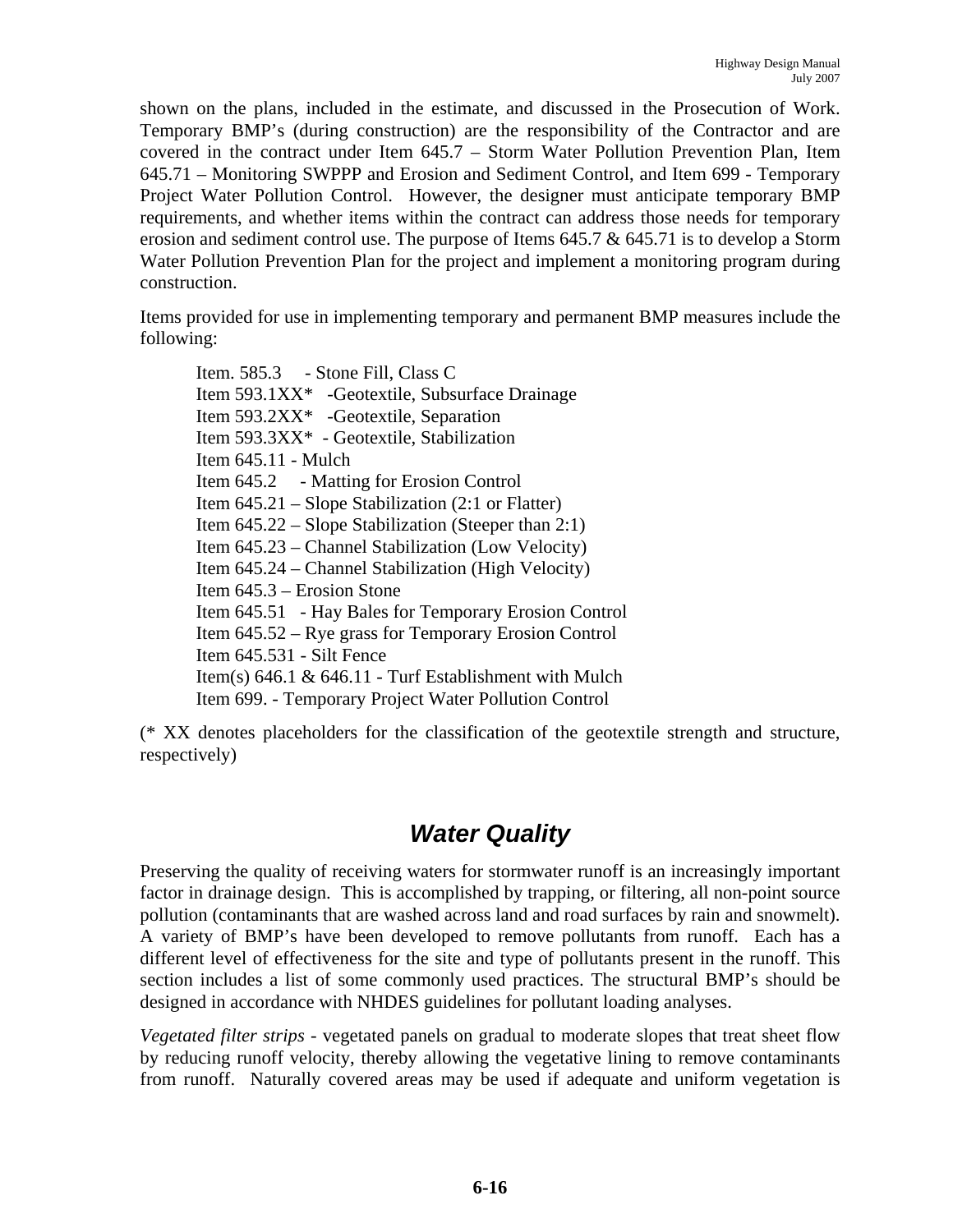shown on the plans, included in the estimate, and discussed in the Prosecution of Work. Temporary BMP's (during construction) are the responsibility of the Contractor and are covered in the contract under Item 645.7 – Storm Water Pollution Prevention Plan, Item 645.71 – Monitoring SWPPP and Erosion and Sediment Control, and Item 699 - Temporary Project Water Pollution Control. However, the designer must anticipate temporary BMP requirements, and whether items within the contract can address those needs for temporary erosion and sediment control use. The purpose of Items 645.7 & 645.71 is to develop a Storm Water Pollution Prevention Plan for the project and implement a monitoring program during construction.

Items provided for use in implementing temporary and permanent BMP measures include the following:

Item. 585.3 - Stone Fill, Class C
Item 593.1XX* -Geotextile, Subsurface Drainage
Item 593.2XX* -Geotextile, Separation
Item 593.3XX* - Geotextile, Stabilization
Item 645.11 - Mulch
Item 645.2 - Matting for Erosion Control
Item 645.21 – Slope Stabilization (2:1 or Flatter)
Item 645.22 – Slope Stabilization (Steeper than 2:1)
Item 645.23 – Channel Stabilization (Low Velocity)
Item 645.24 – Channel Stabilization (High Velocity)
Item 645.3 – Erosion Stone
Item 645.51 - Hay Bales for Temporary Erosion Control
Item 645.52 – Rye grass for Temporary Erosion Control
Item 645.531 - Silt Fence
Item(s) 646.1 & 646.11 - Turf Establishment with Mulch
Item 699. - Temporary Project Water Pollution Control

(* XX denotes placeholders for the classification of the geotextile strength and structure, respectively)

## Water Quality

Preserving the quality of receiving waters for stormwater runoff is an increasingly important factor in drainage design. This is accomplished by trapping, or filtering, all non-point source pollution (contaminants that are washed across land and road surfaces by rain and snowmelt). A variety of BMP's have been developed to remove pollutants from runoff. Each has a different level of effectiveness for the site and type of pollutants present in the runoff. This section includes a list of some commonly used practices. The structural BMP's should be designed in accordance with NHDES guidelines for pollutant loading analyses.

*Vegetated filter strips* - vegetated panels on gradual to moderate slopes that treat sheet flow by reducing runoff velocity, thereby allowing the vegetative lining to remove contaminants from runoff. Naturally covered areas may be used if adequate and uniform vegetation is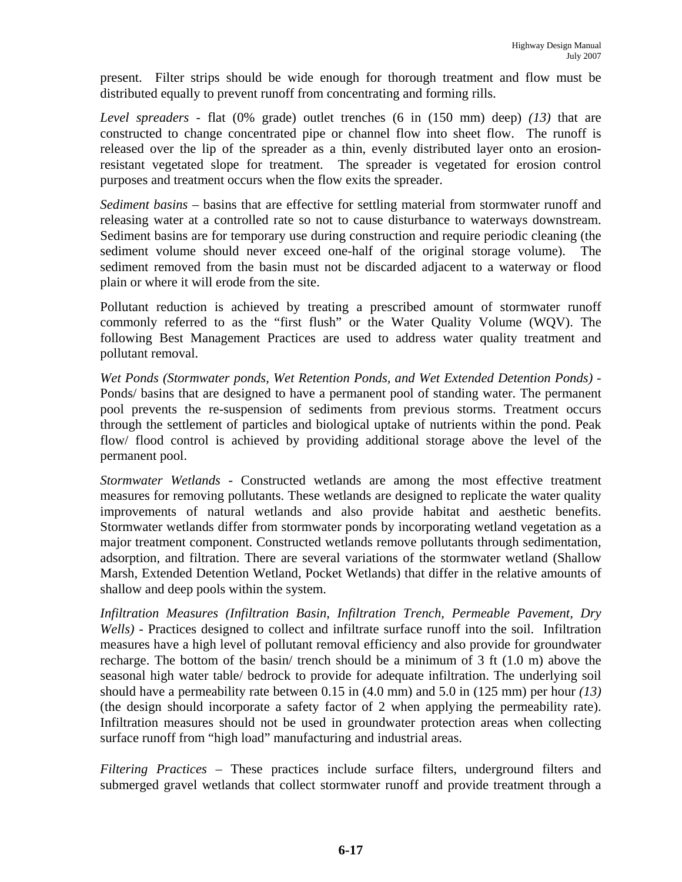present. Filter strips should be wide enough for thorough treatment and flow must be distributed equally to prevent runoff from concentrating and forming rills.

*Level spreaders* - flat (0% grade) outlet trenches (6 in (150 mm) deep) *(13)* that are constructed to change concentrated pipe or channel flow into sheet flow. The runoff is released over the lip of the spreader as a thin, evenly distributed layer onto an erosion-resistant vegetated slope for treatment. The spreader is vegetated for erosion control purposes and treatment occurs when the flow exits the spreader.

*Sediment basins* – basins that are effective for settling material from stormwater runoff and releasing water at a controlled rate so not to cause disturbance to waterways downstream. Sediment basins are for temporary use during construction and require periodic cleaning (the sediment volume should never exceed one-half of the original storage volume). The sediment removed from the basin must not be discarded adjacent to a waterway or flood plain or where it will erode from the site.

Pollutant reduction is achieved by treating a prescribed amount of stormwater runoff commonly referred to as the "first flush" or the Water Quality Volume (WQV). The following Best Management Practices are used to address water quality treatment and pollutant removal.

*Wet Ponds (Stormwater ponds, Wet Retention Ponds, and Wet Extended Detention Ponds)* - Ponds/ basins that are designed to have a permanent pool of standing water. The permanent pool prevents the re-suspension of sediments from previous storms. Treatment occurs through the settlement of particles and biological uptake of nutrients within the pond. Peak flow/ flood control is achieved by providing additional storage above the level of the permanent pool.

*Stormwater Wetlands* - Constructed wetlands are among the most effective treatment measures for removing pollutants. These wetlands are designed to replicate the water quality improvements of natural wetlands and also provide habitat and aesthetic benefits. Stormwater wetlands differ from stormwater ponds by incorporating wetland vegetation as a major treatment component. Constructed wetlands remove pollutants through sedimentation, adsorption, and filtration. There are several variations of the stormwater wetland (Shallow Marsh, Extended Detention Wetland, Pocket Wetlands) that differ in the relative amounts of shallow and deep pools within the system.

*Infiltration Measures (Infiltration Basin, Infiltration Trench, Permeable Pavement, Dry Wells)* - Practices designed to collect and infiltrate surface runoff into the soil. Infiltration measures have a high level of pollutant removal efficiency and also provide for groundwater recharge. The bottom of the basin/ trench should be a minimum of 3 ft (1.0 m) above the seasonal high water table/ bedrock to provide for adequate infiltration. The underlying soil should have a permeability rate between 0.15 in (4.0 mm) and 5.0 in (125 mm) per hour *(13)* (the design should incorporate a safety factor of 2 when applying the permeability rate). Infiltration measures should not be used in groundwater protection areas when collecting surface runoff from "high load" manufacturing and industrial areas.

*Filtering Practices* – These practices include surface filters, underground filters and submerged gravel wetlands that collect stormwater runoff and provide treatment through a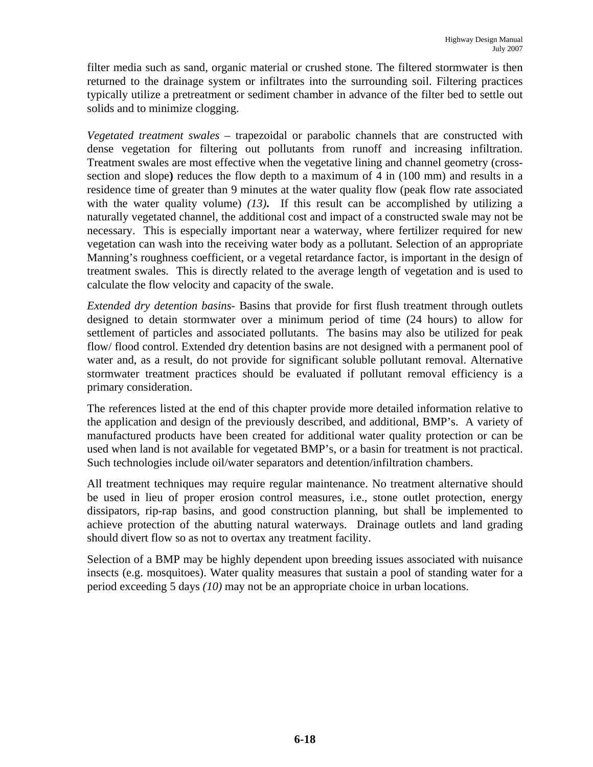filter media such as sand, organic material or crushed stone. The filtered stormwater is then returned to the drainage system or infiltrates into the surrounding soil. Filtering practices typically utilize a pretreatment or sediment chamber in advance of the filter bed to settle out solids and to minimize clogging.

*Vegetated treatment swales* – trapezoidal or parabolic channels that are constructed with dense vegetation for filtering out pollutants from runoff and increasing infiltration. Treatment swales are most effective when the vegetative lining and channel geometry (cross-section and slope**)** reduces the flow depth to a maximum of 4 in (100 mm) and results in a residence time of greater than 9 minutes at the water quality flow (peak flow rate associated with the water quality volume) *(13)***.** If this result can be accomplished by utilizing a naturally vegetated channel, the additional cost and impact of a constructed swale may not be necessary. This is especially important near a waterway, where fertilizer required for new vegetation can wash into the receiving water body as a pollutant. Selection of an appropriate Manning's roughness coefficient, or a vegetal retardance factor, is important in the design of treatment swales. This is directly related to the average length of vegetation and is used to calculate the flow velocity and capacity of the swale.

*Extended dry detention basins*- Basins that provide for first flush treatment through outlets designed to detain stormwater over a minimum period of time (24 hours) to allow for settlement of particles and associated pollutants. The basins may also be utilized for peak flow/ flood control. Extended dry detention basins are not designed with a permanent pool of water and, as a result, do not provide for significant soluble pollutant removal. Alternative stormwater treatment practices should be evaluated if pollutant removal efficiency is a primary consideration.

The references listed at the end of this chapter provide more detailed information relative to the application and design of the previously described, and additional, BMP's. A variety of manufactured products have been created for additional water quality protection or can be used when land is not available for vegetated BMP's, or a basin for treatment is not practical. Such technologies include oil/water separators and detention/infiltration chambers.

All treatment techniques may require regular maintenance. No treatment alternative should be used in lieu of proper erosion control measures, i.e., stone outlet protection, energy dissipators, rip-rap basins, and good construction planning, but shall be implemented to achieve protection of the abutting natural waterways. Drainage outlets and land grading should divert flow so as not to overtax any treatment facility.

Selection of a BMP may be highly dependent upon breeding issues associated with nuisance insects (e.g. mosquitoes). Water quality measures that sustain a pool of standing water for a period exceeding 5 days *(10)* may not be an appropriate choice in urban locations.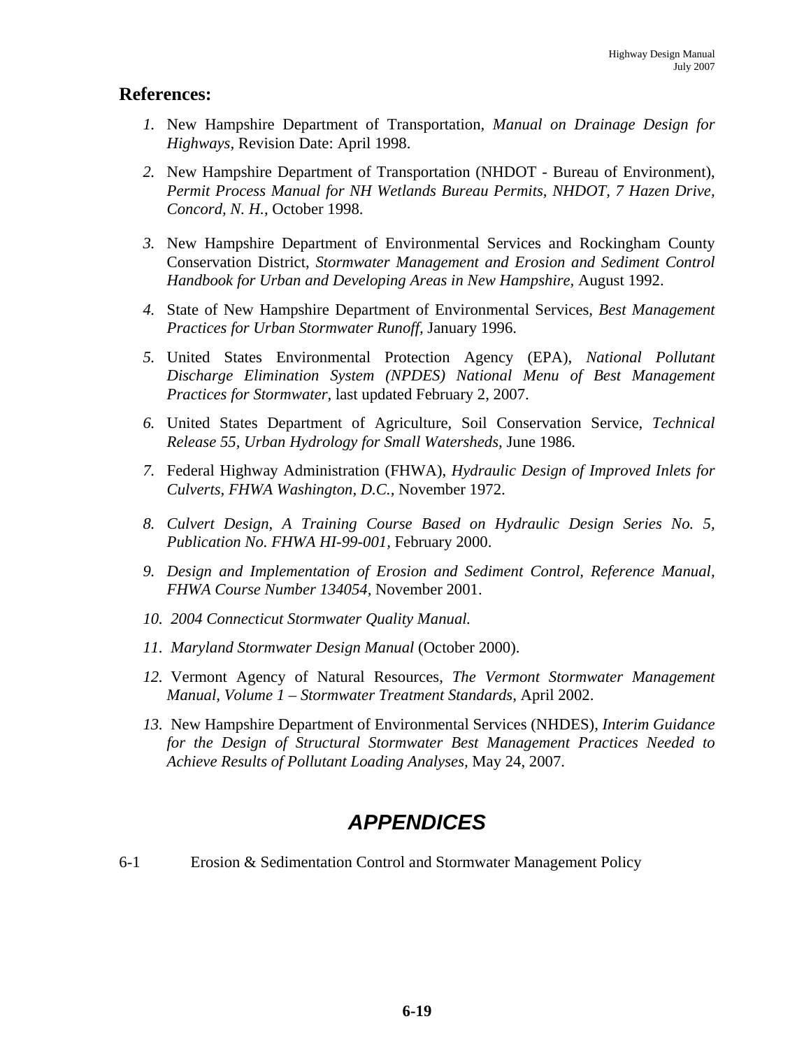## References:

1. New Hampshire Department of Transportation, *Manual on Drainage Design for Highways*, Revision Date: April 1998.
2. New Hampshire Department of Transportation (NHDOT - Bureau of Environment), *Permit Process Manual for NH Wetlands Bureau Permits, NHDOT, 7 Hazen Drive, Concord, N. H.*, October 1998.
3. New Hampshire Department of Environmental Services and Rockingham County Conservation District, *Stormwater Management and Erosion and Sediment Control Handbook for Urban and Developing Areas in New Hampshire*, August 1992.
4. State of New Hampshire Department of Environmental Services, *Best Management Practices for Urban Stormwater Runoff*, January 1996.
5. United States Environmental Protection Agency (EPA), *National Pollutant Discharge Elimination System (NPDES) National Menu of Best Management Practices for Stormwater*, last updated February 2, 2007.
6. United States Department of Agriculture, Soil Conservation Service, *Technical Release 55, Urban Hydrology for Small Watersheds*, June 1986.
7. Federal Highway Administration (FHWA), *Hydraulic Design of Improved Inlets for Culverts, FHWA Washington, D.C.*, November 1972.
8. *Culvert Design, A Training Course Based on Hydraulic Design Series No. 5, Publication No. FHWA HI-99-001*, February 2000.
9. *Design and Implementation of Erosion and Sediment Control, Reference Manual, FHWA Course Number 134054*, November 2001.
10. *2004 Connecticut Stormwater Quality Manual.*
11. *Maryland Stormwater Design Manual* (October 2000).
12. Vermont Agency of Natural Resources, *The Vermont Stormwater Management Manual, Volume 1 – Stormwater Treatment Standards*, April 2002.
13. New Hampshire Department of Environmental Services (NHDES), *Interim Guidance for the Design of Structural Stormwater Best Management Practices Needed to Achieve Results of Pollutant Loading Analyses*, May 24, 2007.

# *APPENDICES*

6-1 Erosion & Sedimentation Control and Stormwater Management Policy